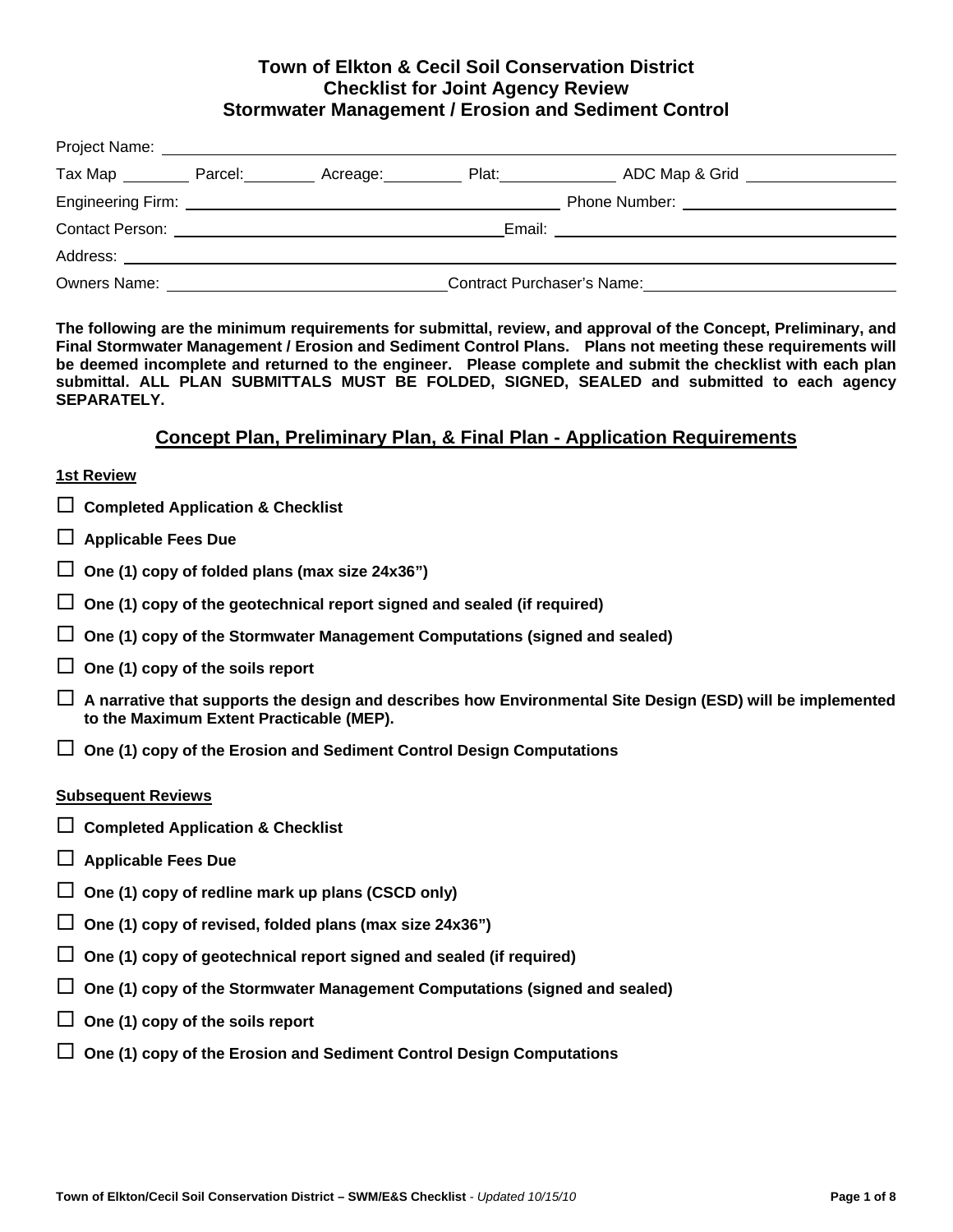# Town of Elkton & Cecil Soil Conservation District
## Checklist for Joint Agency Review
## Stormwater Management / Erosion and Sediment Control

Project Name: ______________________________________________

Tax Map ________ Parcel: ________ Acreage: ________ Plat: ____________ ADC Map & Grid ______________

Engineering Firm: ______________________________ Phone Number: ______________________

Contact Person: ______________________________ Email: ______________________________

Address: ______________________________________________

Owners Name: ______________________________ Contract Purchaser's Name: ______________________________

**The following are the minimum requirements for submittal, review, and approval of the Concept, Preliminary, and Final Stormwater Management / Erosion and Sediment Control Plans. Plans not meeting these requirements will be deemed incomplete and returned to the engineer. Please complete and submit the checklist with each plan submittal. ALL PLAN SUBMITTALS MUST BE FOLDED, SIGNED, SEALED and submitted to each agency SEPARATELY.**

## Concept Plan, Preliminary Plan, & Final Plan - Application Requirements

**1st Review**

- ☐ **Completed Application & Checklist**
- ☐ **Applicable Fees Due**
- ☐ **One (1) copy of folded plans (max size 24x36")**
- ☐ **One (1) copy of the geotechnical report signed and sealed (if required)**
- ☐ **One (1) copy of the Stormwater Management Computations (signed and sealed)**
- ☐ **One (1) copy of the soils report**
- ☐ **A narrative that supports the design and describes how Environmental Site Design (ESD) will be implemented to the Maximum Extent Practicable (MEP).**
- ☐ **One (1) copy of the Erosion and Sediment Control Design Computations**

**Subsequent Reviews**

- ☐ **Completed Application & Checklist**
- ☐ **Applicable Fees Due**
- ☐ **One (1) copy of redline mark up plans (CSCD only)**
- ☐ **One (1) copy of revised, folded plans (max size 24x36")**
- ☐ **One (1) copy of geotechnical report signed and sealed (if required)**
- ☐ **One (1) copy of the Stormwater Management Computations (signed and sealed)**
- ☐ **One (1) copy of the soils report**
- ☐ **One (1) copy of the Erosion and Sediment Control Design Computations**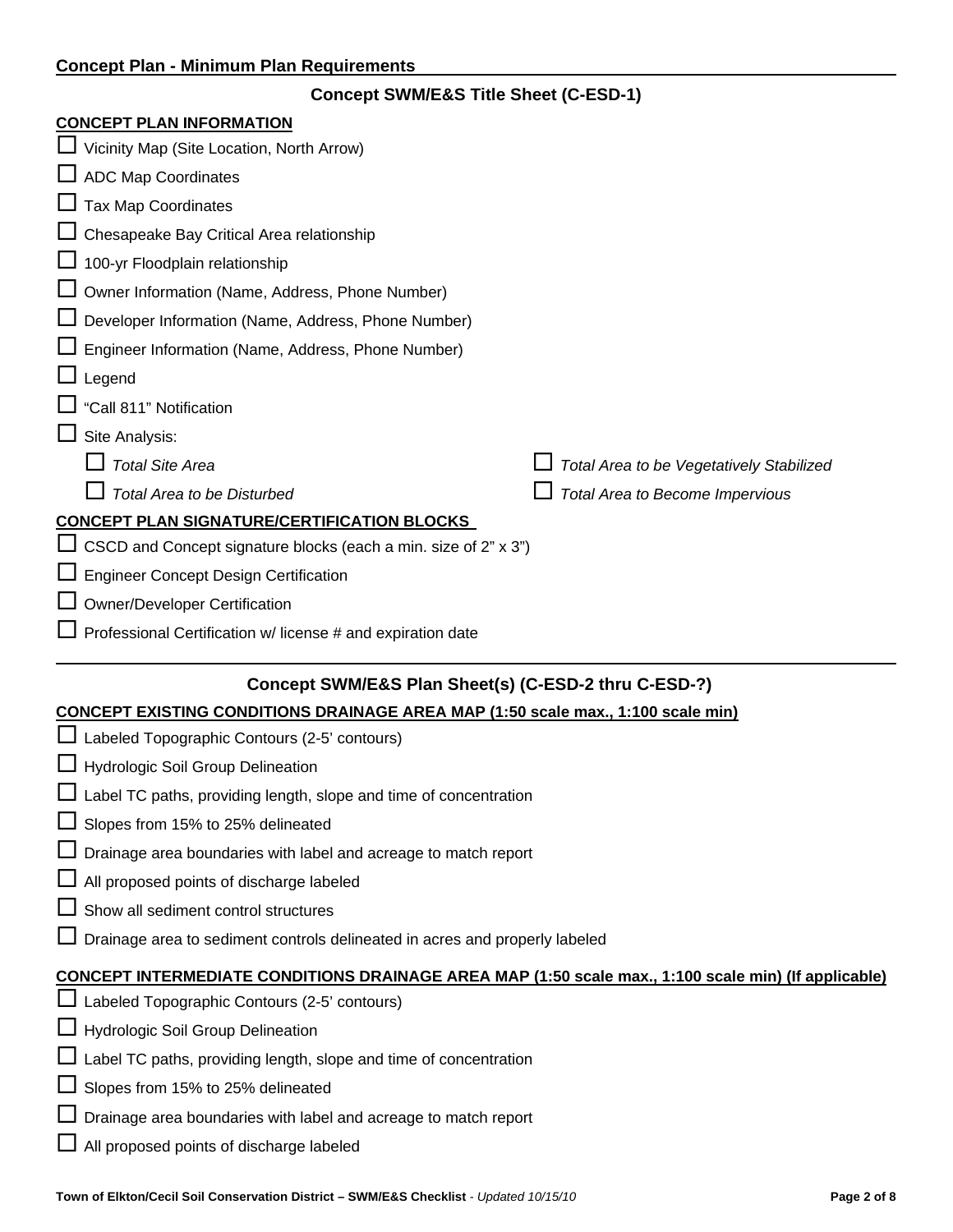## Concept Plan - Minimum Plan Requirements

### Concept SWM/E&S Title Sheet (C-ESD-1)

**CONCEPT PLAN INFORMATION**

- ☐ Vicinity Map (Site Location, North Arrow)
- ☐ ADC Map Coordinates
- ☐ Tax Map Coordinates
- ☐ Chesapeake Bay Critical Area relationship
- ☐ 100-yr Floodplain relationship
- ☐ Owner Information (Name, Address, Phone Number)
- ☐ Developer Information (Name, Address, Phone Number)
- ☐ Engineer Information (Name, Address, Phone Number)
- ☐ Legend
- ☐ "Call 811" Notification
- ☐ Site Analysis:
  - ☐ *Total Site Area*
  - ☐ *Total Area to be Disturbed*
  - ☐ *Total Area to be Vegetatively Stabilized*
  - ☐ *Total Area to Become Impervious*

**CONCEPT PLAN SIGNATURE/CERTIFICATION BLOCKS**

- ☐ CSCD and Concept signature blocks (each a min. size of 2" x 3")
- ☐ Engineer Concept Design Certification
- ☐ Owner/Developer Certification
- ☐ Professional Certification w/ license # and expiration date

### Concept SWM/E&S Plan Sheet(s) (C-ESD-2 thru C-ESD-?)

**CONCEPT EXISTING CONDITIONS DRAINAGE AREA MAP (1:50 scale max., 1:100 scale min)**

- ☐ Labeled Topographic Contours (2-5' contours)
- ☐ Hydrologic Soil Group Delineation
- ☐ Label TC paths, providing length, slope and time of concentration
- ☐ Slopes from 15% to 25% delineated
- ☐ Drainage area boundaries with label and acreage to match report
- ☐ All proposed points of discharge labeled
- ☐ Show all sediment control structures
- ☐ Drainage area to sediment controls delineated in acres and properly labeled

**CONCEPT INTERMEDIATE CONDITIONS DRAINAGE AREA MAP (1:50 scale max., 1:100 scale min) (If applicable)**

- ☐ Labeled Topographic Contours (2-5' contours)
- ☐ Hydrologic Soil Group Delineation
- ☐ Label TC paths, providing length, slope and time of concentration
- ☐ Slopes from 15% to 25% delineated
- ☐ Drainage area boundaries with label and acreage to match report
- ☐ All proposed points of discharge labeled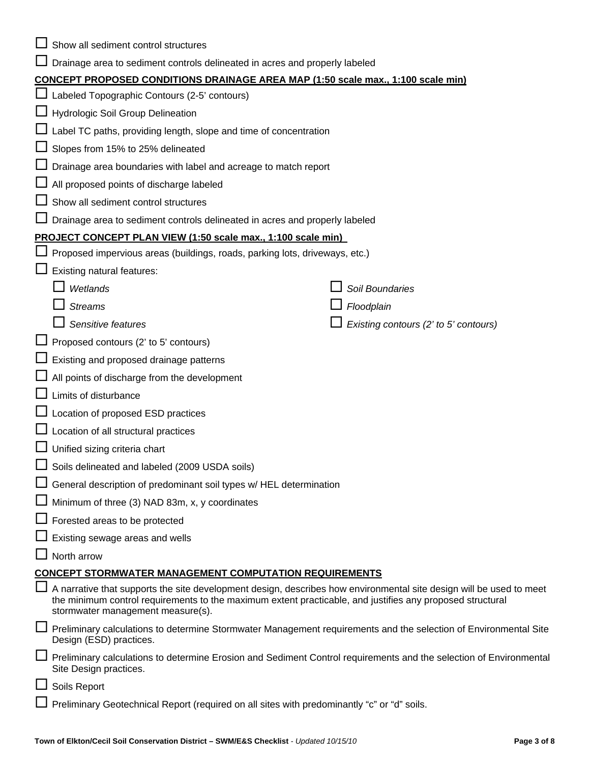- ☐ Show all sediment control structures
- ☐ Drainage area to sediment controls delineated in acres and properly labeled

**CONCEPT PROPOSED CONDITIONS DRAINAGE AREA MAP (1:50 scale max., 1:100 scale min)**

- ☐ Labeled Topographic Contours (2-5' contours)
- ☐ Hydrologic Soil Group Delineation
- ☐ Label TC paths, providing length, slope and time of concentration
- ☐ Slopes from 15% to 25% delineated
- ☐ Drainage area boundaries with label and acreage to match report
- ☐ All proposed points of discharge labeled
- ☐ Show all sediment control structures
- ☐ Drainage area to sediment controls delineated in acres and properly labeled

**PROJECT CONCEPT PLAN VIEW (1:50 scale max., 1:100 scale min)**

- ☐ Proposed impervious areas (buildings, roads, parking lots, driveways, etc.)
- ☐ Existing natural features:
  - ☐ *Wetlands*
  - ☐ *Streams*
  - ☐ *Sensitive features*
  - ☐ *Soil Boundaries*
  - ☐ *Floodplain*
  - ☐ *Existing contours (2' to 5' contours)*
- ☐ Proposed contours (2' to 5' contours)
- ☐ Existing and proposed drainage patterns
- ☐ All points of discharge from the development
- ☐ Limits of disturbance
- ☐ Location of proposed ESD practices
- ☐ Location of all structural practices
- ☐ Unified sizing criteria chart
- ☐ Soils delineated and labeled (2009 USDA soils)
- ☐ General description of predominant soil types w/ HEL determination
- ☐ Minimum of three (3) NAD 83m, x, y coordinates
- ☐ Forested areas to be protected
- ☐ Existing sewage areas and wells
- ☐ North arrow

**CONCEPT STORMWATER MANAGEMENT COMPUTATION REQUIREMENTS**

- ☐ A narrative that supports the site development design, describes how environmental site design will be used to meet the minimum control requirements to the maximum extent practicable, and justifies any proposed structural stormwater management measure(s).
- ☐ Preliminary calculations to determine Stormwater Management requirements and the selection of Environmental Site Design (ESD) practices.
- ☐ Preliminary calculations to determine Erosion and Sediment Control requirements and the selection of Environmental Site Design practices.
- ☐ Soils Report
- ☐ Preliminary Geotechnical Report (required on all sites with predominantly "c" or "d" soils.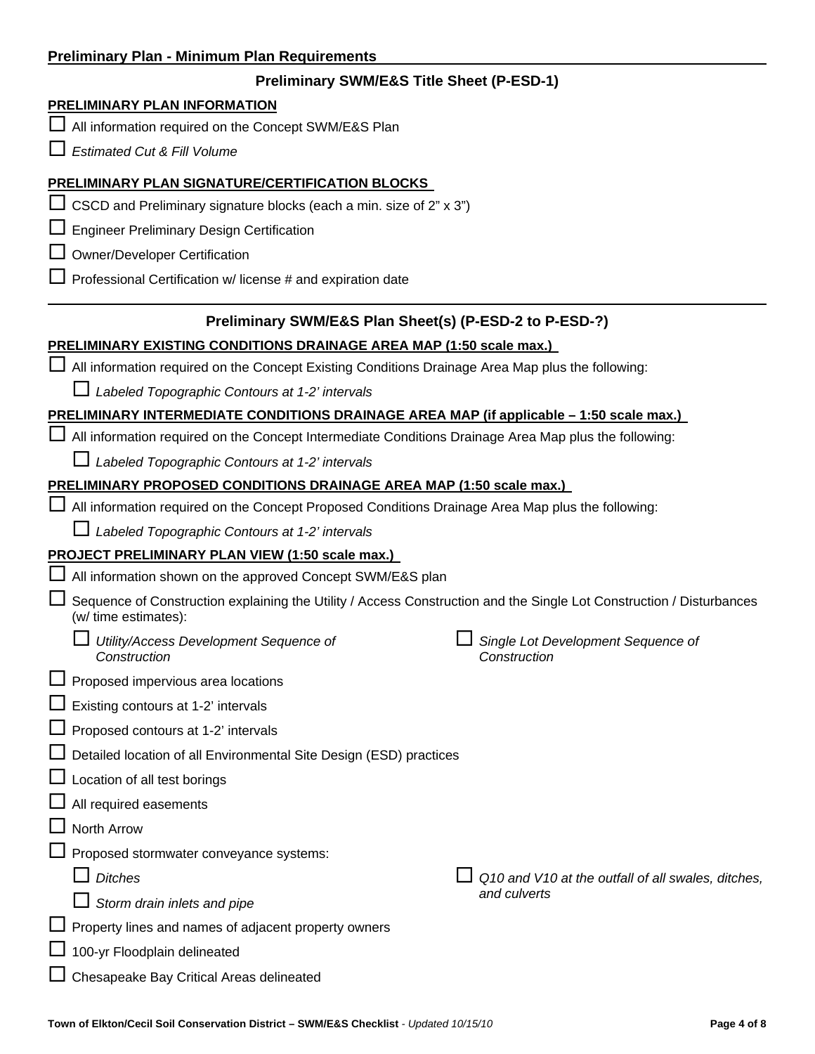## Preliminary Plan - Minimum Plan Requirements

### Preliminary SWM/E&S Title Sheet (P-ESD-1)

**PRELIMINARY PLAN INFORMATION**

- ☐ All information required on the Concept SWM/E&S Plan
- ☐ *Estimated Cut & Fill Volume*

**PRELIMINARY PLAN SIGNATURE/CERTIFICATION BLOCKS**

- ☐ CSCD and Preliminary signature blocks (each a min. size of 2" x 3")
- ☐ Engineer Preliminary Design Certification
- ☐ Owner/Developer Certification
- ☐ Professional Certification w/ license # and expiration date

---

### Preliminary SWM/E&S Plan Sheet(s) (P-ESD-2 to P-ESD-?)

**PRELIMINARY EXISTING CONDITIONS DRAINAGE AREA MAP (1:50 scale max.)**

- ☐ All information required on the Concept Existing Conditions Drainage Area Map plus the following:
  - ☐ *Labeled Topographic Contours at 1-2' intervals*

**PRELIMINARY INTERMEDIATE CONDITIONS DRAINAGE AREA MAP (if applicable – 1:50 scale max.)**

- ☐ All information required on the Concept Intermediate Conditions Drainage Area Map plus the following:
  - ☐ *Labeled Topographic Contours at 1-2' intervals*

**PRELIMINARY PROPOSED CONDITIONS DRAINAGE AREA MAP (1:50 scale max.)**

- ☐ All information required on the Concept Proposed Conditions Drainage Area Map plus the following:
  - ☐ *Labeled Topographic Contours at 1-2' intervals*

**PROJECT PRELIMINARY PLAN VIEW (1:50 scale max.)**

- ☐ All information shown on the approved Concept SWM/E&S plan
- ☐ Sequence of Construction explaining the Utility / Access Construction and the Single Lot Construction / Disturbances (w/ time estimates):
  - ☐ *Utility/Access Development Sequence of Construction*
  - ☐ *Single Lot Development Sequence of Construction*
- ☐ Proposed impervious area locations
- ☐ Existing contours at 1-2' intervals
- ☐ Proposed contours at 1-2' intervals
- ☐ Detailed location of all Environmental Site Design (ESD) practices
- ☐ Location of all test borings
- ☐ All required easements
- ☐ North Arrow
- ☐ Proposed stormwater conveyance systems:
  - ☐ *Ditches*
  - ☐ *Storm drain inlets and pipe*
  - ☐ *Q10 and V10 at the outfall of all swales, ditches, and culverts*
- ☐ Property lines and names of adjacent property owners
- ☐ 100-yr Floodplain delineated
- ☐ Chesapeake Bay Critical Areas delineated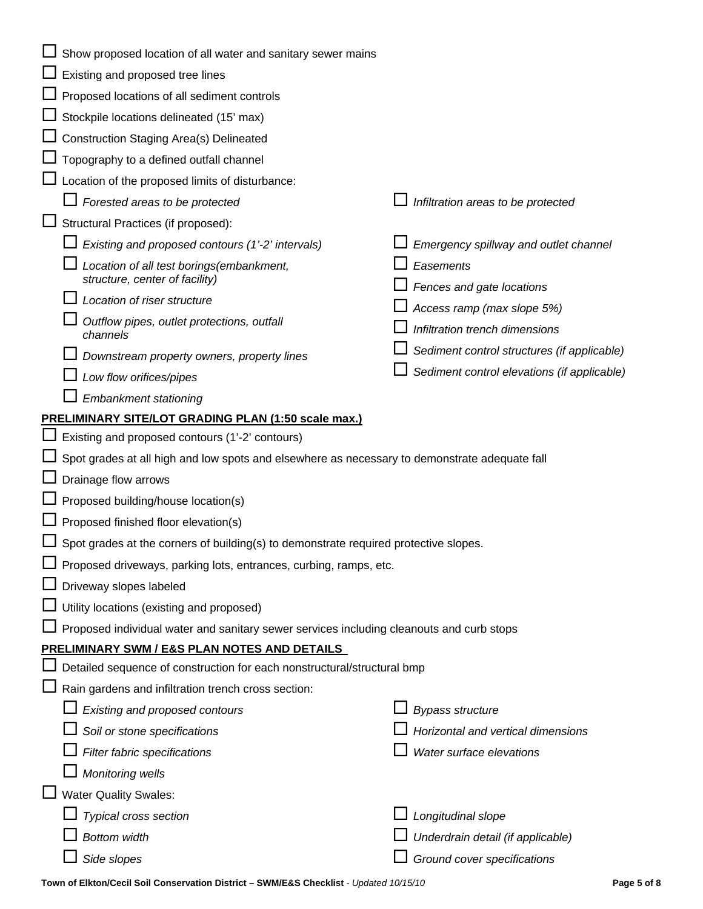- ☐ Show proposed location of all water and sanitary sewer mains
- ☐ Existing and proposed tree lines
- ☐ Proposed locations of all sediment controls
- ☐ Stockpile locations delineated (15' max)
- ☐ Construction Staging Area(s) Delineated
- ☐ Topography to a defined outfall channel
- ☐ Location of the proposed limits of disturbance:
  - ☐ *Forested areas to be protected*
  - ☐ *Infiltration areas to be protected*
- ☐ Structural Practices (if proposed):
  - ☐ *Existing and proposed contours (1'-2' intervals)*
  - ☐ *Location of all test borings(embankment, structure, center of facility)*
  - ☐ *Location of riser structure*
  - ☐ *Outflow pipes, outlet protections, outfall channels*
  - ☐ *Downstream property owners, property lines*
  - ☐ *Low flow orifices/pipes*
  - ☐ *Embankment stationing*
  - ☐ *Emergency spillway and outlet channel*
  - ☐ *Easements*
  - ☐ *Fences and gate locations*
  - ☐ *Access ramp (max slope 5%)*
  - ☐ *Infiltration trench dimensions*
  - ☐ *Sediment control structures (if applicable)*
  - ☐ *Sediment control elevations (if applicable)*

**PRELIMINARY SITE/LOT GRADING PLAN (1:50 scale max.)**

- ☐ Existing and proposed contours (1'-2' contours)
- ☐ Spot grades at all high and low spots and elsewhere as necessary to demonstrate adequate fall
- ☐ Drainage flow arrows
- ☐ Proposed building/house location(s)
- ☐ Proposed finished floor elevation(s)
- ☐ Spot grades at the corners of building(s) to demonstrate required protective slopes.
- ☐ Proposed driveways, parking lots, entrances, curbing, ramps, etc.
- ☐ Driveway slopes labeled
- ☐ Utility locations (existing and proposed)
- ☐ Proposed individual water and sanitary sewer services including cleanouts and curb stops

**PRELIMINARY SWM / E&S PLAN NOTES AND DETAILS**

- ☐ Detailed sequence of construction for each nonstructural/structural bmp
- ☐ Rain gardens and infiltration trench cross section:
  - ☐ *Existing and proposed contours*
  - ☐ *Soil or stone specifications*
  - ☐ *Filter fabric specifications*
  - ☐ *Monitoring wells*
  - ☐ *Bypass structure*
  - ☐ *Horizontal and vertical dimensions*
  - ☐ *Water surface elevations*
- ☐ Water Quality Swales:
  - ☐ *Typical cross section*
  - ☐ *Bottom width*
  - ☐ *Side slopes*
  - ☐ *Longitudinal slope*
  - ☐ *Underdrain detail (if applicable)*
  - ☐ *Ground cover specifications*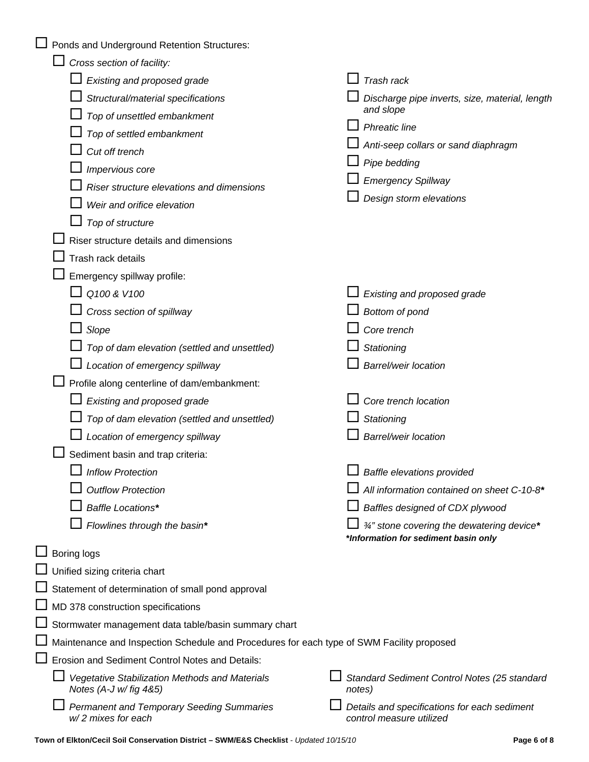- ☐ Ponds and Underground Retention Structures:
  - ☐ *Cross section of facility:*
    - ☐ *Existing and proposed grade*
    - ☐ *Structural/material specifications*
    - ☐ *Top of unsettled embankment*
    - ☐ *Top of settled embankment*
    - ☐ *Cut off trench*
    - ☐ *Impervious core*
    - ☐ *Riser structure elevations and dimensions*
    - ☐ *Weir and orifice elevation*
    - ☐ *Top of structure*
    - ☐ *Trash rack*
    - ☐ *Discharge pipe inverts, size, material, length and slope*
    - ☐ *Phreatic line*
    - ☐ *Anti-seep collars or sand diaphragm*
    - ☐ *Pipe bedding*
    - ☐ *Emergency Spillway*
    - ☐ *Design storm elevations*
  - ☐ Riser structure details and dimensions
  - ☐ Trash rack details
  - ☐ Emergency spillway profile:
    - ☐ *Q100 & V100*
    - ☐ *Cross section of spillway*
    - ☐ *Slope*
    - ☐ *Top of dam elevation (settled and unsettled)*
    - ☐ *Location of emergency spillway*
    - ☐ *Existing and proposed grade*
    - ☐ *Bottom of pond*
    - ☐ *Core trench*
    - ☐ *Stationing*
    - ☐ *Barrel/weir location*
  - ☐ Profile along centerline of dam/embankment:
    - ☐ *Existing and proposed grade*
    - ☐ *Top of dam elevation (settled and unsettled)*
    - ☐ *Location of emergency spillway*
    - ☐ *Core trench location*
    - ☐ *Stationing*
    - ☐ *Barrel/weir location*
  - ☐ Sediment basin and trap criteria:
    - ☐ *Inflow Protection*
    - ☐ *Outflow Protection*
    - ☐ *Baffle Locations****
    - ☐ *Flowlines through the basin****
    - ☐ *Baffle elevations provided*
    - ☐ *All information contained on sheet C-10-8****
    - ☐ *Baffles designed of CDX plywood*
    - ☐ *¾" stone covering the dewatering device****

    ***Information for sediment basin only***
- ☐ Boring logs
- ☐ Unified sizing criteria chart
- ☐ Statement of determination of small pond approval
- ☐ MD 378 construction specifications
- ☐ Stormwater management data table/basin summary chart
- ☐ Maintenance and Inspection Schedule and Procedures for each type of SWM Facility proposed
- ☐ Erosion and Sediment Control Notes and Details:
  - ☐ *Vegetative Stabilization Methods and Materials Notes (A-J w/ fig 4&5)*
  - ☐ *Permanent and Temporary Seeding Summaries w/ 2 mixes for each*
  - ☐ *Standard Sediment Control Notes (25 standard notes)*
  - ☐ *Details and specifications for each sediment control measure utilized*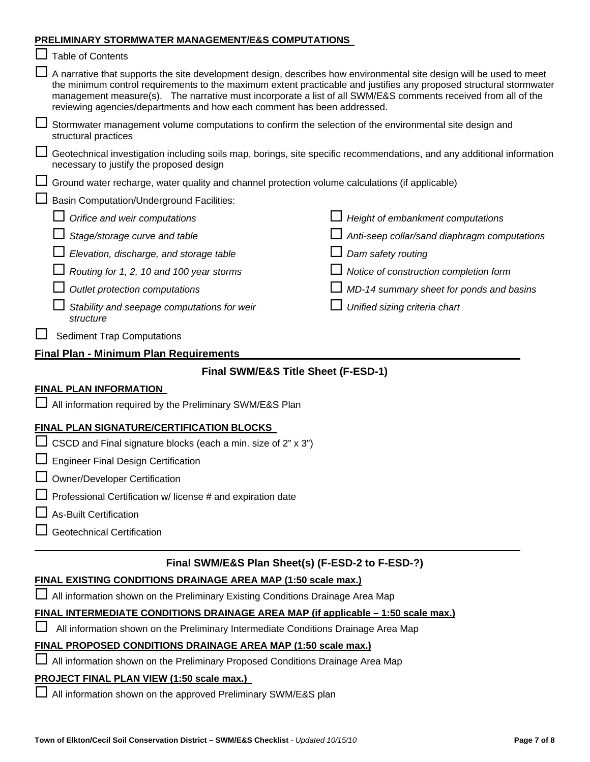**PRELIMINARY STORMWATER MANAGEMENT/E&S COMPUTATIONS**

☐ Table of Contents

☐ A narrative that supports the site development design, describes how environmental site design will be used to meet the minimum control requirements to the maximum extent practicable and justifies any proposed structural stormwater management measure(s). The narrative must incorporate a list of all SWM/E&S comments received from all of the reviewing agencies/departments and how each comment has been addressed.

☐ Stormwater management volume computations to confirm the selection of the environmental site design and structural practices

☐ Geotechnical investigation including soils map, borings, site specific recommendations, and any additional information necessary to justify the proposed design

☐ Ground water recharge, water quality and channel protection volume calculations (if applicable)

☐ Basin Computation/Underground Facilities:

- ☐ *Orifice and weir computations*
- ☐ *Stage/storage curve and table*
- ☐ *Elevation, discharge, and storage table*
- ☐ *Routing for 1, 2, 10 and 100 year storms*
- ☐ *Outlet protection computations*
- ☐ *Stability and seepage computations for weir structure*
- ☐ *Height of embankment computations*
- ☐ *Anti-seep collar/sand diaphragm computations*
- ☐ *Dam safety routing*
- ☐ *Notice of construction completion form*
- ☐ *MD-14 summary sheet for ponds and basins*
- ☐ *Unified sizing criteria chart*

☐ Sediment Trap Computations

## Final Plan - Minimum Plan Requirements

### Final SWM/E&S Title Sheet (F-ESD-1)

**FINAL PLAN INFORMATION**

☐ All information required by the Preliminary SWM/E&S Plan

**FINAL PLAN SIGNATURE/CERTIFICATION BLOCKS**

☐ CSCD and Final signature blocks (each a min. size of 2" x 3")

☐ Engineer Final Design Certification

☐ Owner/Developer Certification

☐ Professional Certification w/ license # and expiration date

☐ As-Built Certification

☐ Geotechnical Certification

### Final SWM/E&S Plan Sheet(s) (F-ESD-2 to F-ESD-?)

**FINAL EXISTING CONDITIONS DRAINAGE AREA MAP (1:50 scale max.)**

☐ All information shown on the Preliminary Existing Conditions Drainage Area Map

**FINAL INTERMEDIATE CONDITIONS DRAINAGE AREA MAP (if applicable – 1:50 scale max.)**

☐ All information shown on the Preliminary Intermediate Conditions Drainage Area Map

**FINAL PROPOSED CONDITIONS DRAINAGE AREA MAP (1:50 scale max.)**

☐ All information shown on the Preliminary Proposed Conditions Drainage Area Map

**PROJECT FINAL PLAN VIEW (1:50 scale max.)**

☐ All information shown on the approved Preliminary SWM/E&S plan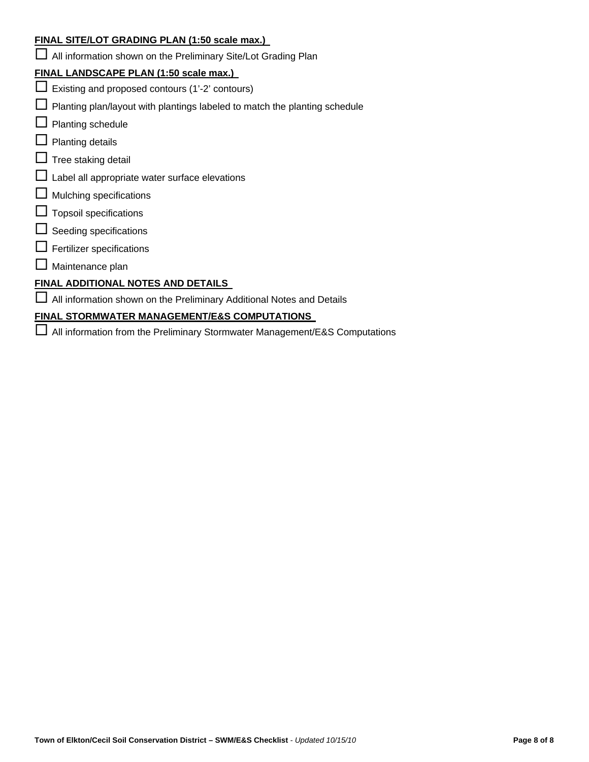**FINAL SITE/LOT GRADING PLAN (1:50 scale max.)**

☐ All information shown on the Preliminary Site/Lot Grading Plan

**FINAL LANDSCAPE PLAN (1:50 scale max.)**

☐ Existing and proposed contours (1'-2' contours)

☐ Planting plan/layout with plantings labeled to match the planting schedule

☐ Planting schedule

☐ Planting details

☐ Tree staking detail

☐ Label all appropriate water surface elevations

☐ Mulching specifications

☐ Topsoil specifications

☐ Seeding specifications

☐ Fertilizer specifications

☐ Maintenance plan

**FINAL ADDITIONAL NOTES AND DETAILS**

☐ All information shown on the Preliminary Additional Notes and Details

**FINAL STORMWATER MANAGEMENT/E&S COMPUTATIONS**

☐ All information from the Preliminary Stormwater Management/E&S Computations